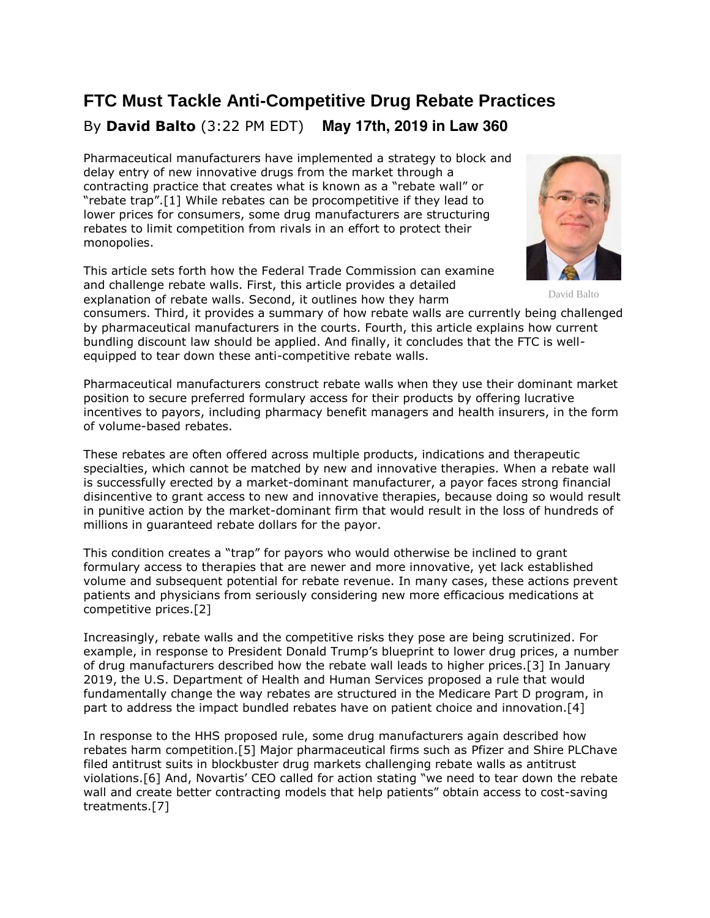# FTC Must Tackle Anti-Competitive Drug Rebate Practices

By **David Balto** (3:22 PM EDT) **May 17th, 2019 in Law 360**

Pharmaceutical manufacturers have implemented a strategy to block and delay entry of new innovative drugs from the market through a contracting practice that creates what is known as a "rebate wall" or "rebate trap".[1] While rebates can be procompetitive if they lead to lower prices for consumers, some drug manufacturers are structuring rebates to limit competition from rivals in an effort to protect their monopolies.

David Balto

This article sets forth how the Federal Trade Commission can examine and challenge rebate walls. First, this article provides a detailed explanation of rebate walls. Second, it outlines how they harm consumers. Third, it provides a summary of how rebate walls are currently being challenged by pharmaceutical manufacturers in the courts. Fourth, this article explains how current bundling discount law should be applied. And finally, it concludes that the FTC is well-equipped to tear down these anti-competitive rebate walls.

Pharmaceutical manufacturers construct rebate walls when they use their dominant market position to secure preferred formulary access for their products by offering lucrative incentives to payors, including pharmacy benefit managers and health insurers, in the form of volume-based rebates.

These rebates are often offered across multiple products, indications and therapeutic specialties, which cannot be matched by new and innovative therapies. When a rebate wall is successfully erected by a market-dominant manufacturer, a payor faces strong financial disincentive to grant access to new and innovative therapies, because doing so would result in punitive action by the market-dominant firm that would result in the loss of hundreds of millions in guaranteed rebate dollars for the payor.

This condition creates a "trap" for payors who would otherwise be inclined to grant formulary access to therapies that are newer and more innovative, yet lack established volume and subsequent potential for rebate revenue. In many cases, these actions prevent patients and physicians from seriously considering new more efficacious medications at competitive prices.[2]

Increasingly, rebate walls and the competitive risks they pose are being scrutinized. For example, in response to President Donald Trump's blueprint to lower drug prices, a number of drug manufacturers described how the rebate wall leads to higher prices.[3] In January 2019, the U.S. Department of Health and Human Services proposed a rule that would fundamentally change the way rebates are structured in the Medicare Part D program, in part to address the impact bundled rebates have on patient choice and innovation.[4]

In response to the HHS proposed rule, some drug manufacturers again described how rebates harm competition.[5] Major pharmaceutical firms such as Pfizer and Shire PLChave filed antitrust suits in blockbuster drug markets challenging rebate walls as antitrust violations.[6] And, Novartis' CEO called for action stating "we need to tear down the rebate wall and create better contracting models that help patients" obtain access to cost-saving treatments.[7]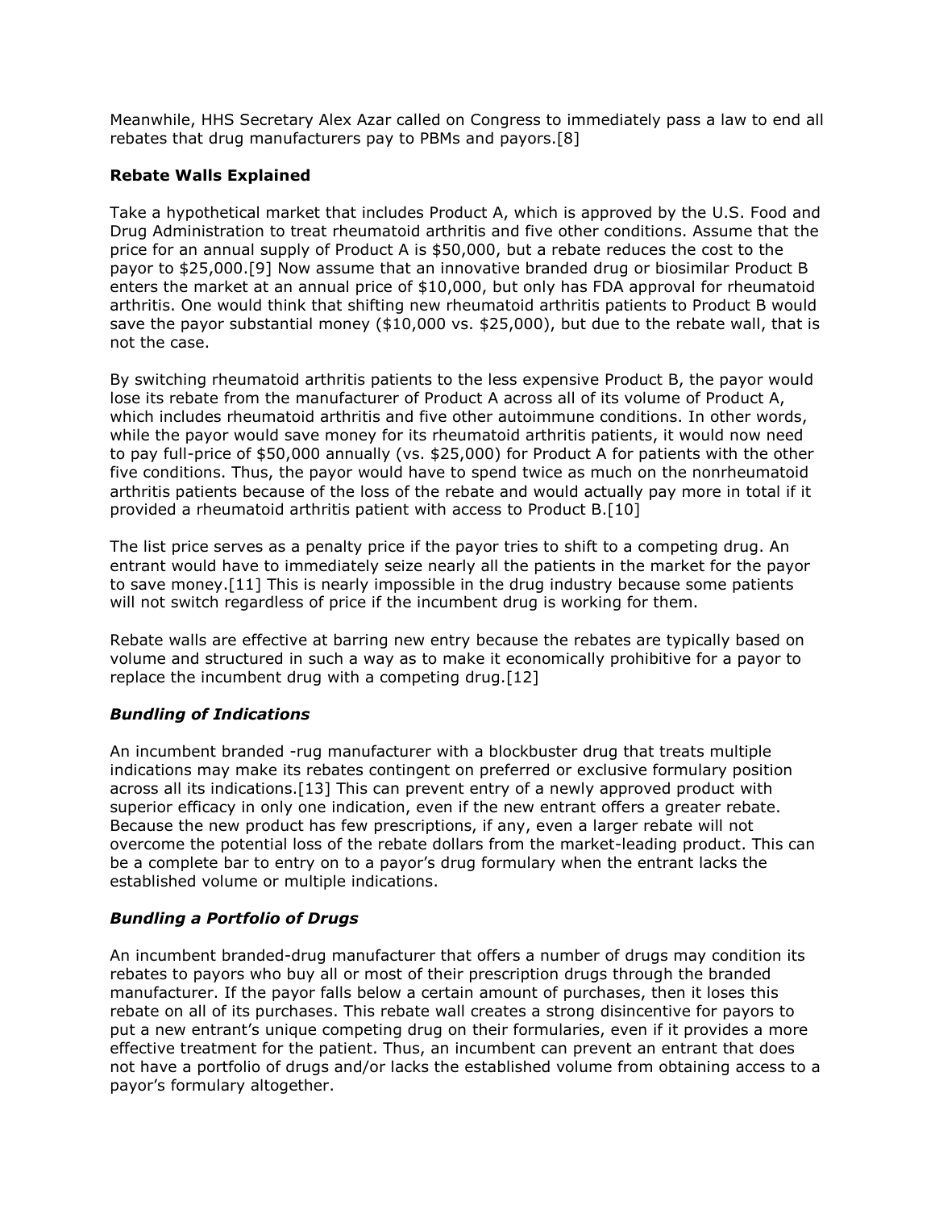Meanwhile, HHS Secretary Alex Azar called on Congress to immediately pass a law to end all rebates that drug manufacturers pay to PBMs and payors.[8]

**Rebate Walls Explained**

Take a hypothetical market that includes Product A, which is approved by the U.S. Food and Drug Administration to treat rheumatoid arthritis and five other conditions. Assume that the price for an annual supply of Product A is $50,000, but a rebate reduces the cost to the payor to $25,000.[9] Now assume that an innovative branded drug or biosimilar Product B enters the market at an annual price of $10,000, but only has FDA approval for rheumatoid arthritis. One would think that shifting new rheumatoid arthritis patients to Product B would save the payor substantial money ($10,000 vs. $25,000), but due to the rebate wall, that is not the case.

By switching rheumatoid arthritis patients to the less expensive Product B, the payor would lose its rebate from the manufacturer of Product A across all of its volume of Product A, which includes rheumatoid arthritis and five other autoimmune conditions. In other words, while the payor would save money for its rheumatoid arthritis patients, it would now need to pay full-price of $50,000 annually (vs. $25,000) for Product A for patients with the other five conditions. Thus, the payor would have to spend twice as much on the nonrheumatoid arthritis patients because of the loss of the rebate and would actually pay more in total if it provided a rheumatoid arthritis patient with access to Product B.[10]

The list price serves as a penalty price if the payor tries to shift to a competing drug. An entrant would have to immediately seize nearly all the patients in the market for the payor to save money.[11] This is nearly impossible in the drug industry because some patients will not switch regardless of price if the incumbent drug is working for them.

Rebate walls are effective at barring new entry because the rebates are typically based on volume and structured in such a way as to make it economically prohibitive for a payor to replace the incumbent drug with a competing drug.[12]

***Bundling of Indications***

An incumbent branded -rug manufacturer with a blockbuster drug that treats multiple indications may make its rebates contingent on preferred or exclusive formulary position across all its indications.[13] This can prevent entry of a newly approved product with superior efficacy in only one indication, even if the new entrant offers a greater rebate. Because the new product has few prescriptions, if any, even a larger rebate will not overcome the potential loss of the rebate dollars from the market-leading product. This can be a complete bar to entry on to a payor's drug formulary when the entrant lacks the established volume or multiple indications.

***Bundling a Portfolio of Drugs***

An incumbent branded-drug manufacturer that offers a number of drugs may condition its rebates to payors who buy all or most of their prescription drugs through the branded manufacturer. If the payor falls below a certain amount of purchases, then it loses this rebate on all of its purchases. This rebate wall creates a strong disincentive for payors to put a new entrant's unique competing drug on their formularies, even if it provides a more effective treatment for the patient. Thus, an incumbent can prevent an entrant that does not have a portfolio of drugs and/or lacks the established volume from obtaining access to a payor's formulary altogether.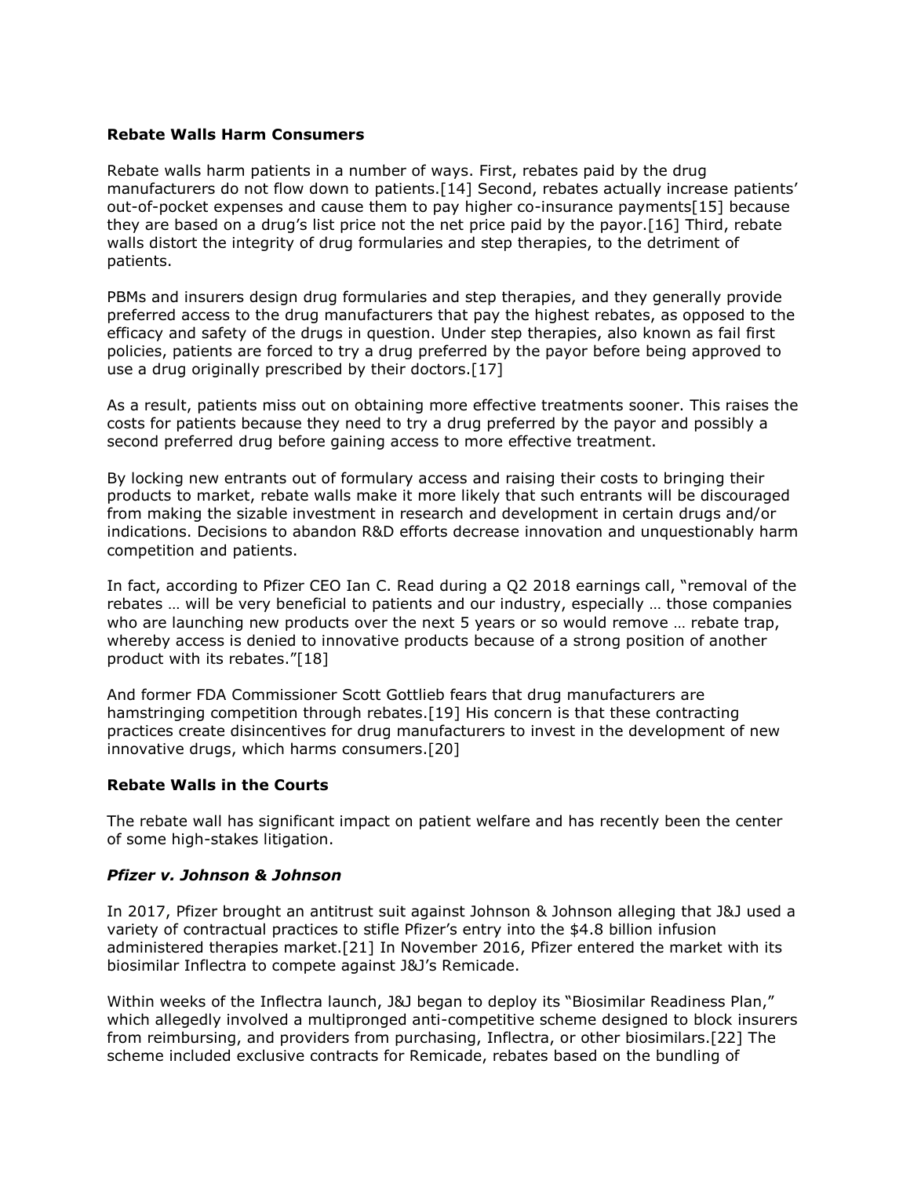**Rebate Walls Harm Consumers**

Rebate walls harm patients in a number of ways. First, rebates paid by the drug manufacturers do not flow down to patients.[14] Second, rebates actually increase patients' out-of-pocket expenses and cause them to pay higher co-insurance payments[15] because they are based on a drug's list price not the net price paid by the payor.[16] Third, rebate walls distort the integrity of drug formularies and step therapies, to the detriment of patients.

PBMs and insurers design drug formularies and step therapies, and they generally provide preferred access to the drug manufacturers that pay the highest rebates, as opposed to the efficacy and safety of the drugs in question. Under step therapies, also known as fail first policies, patients are forced to try a drug preferred by the payor before being approved to use a drug originally prescribed by their doctors.[17]

As a result, patients miss out on obtaining more effective treatments sooner. This raises the costs for patients because they need to try a drug preferred by the payor and possibly a second preferred drug before gaining access to more effective treatment.

By locking new entrants out of formulary access and raising their costs to bringing their products to market, rebate walls make it more likely that such entrants will be discouraged from making the sizable investment in research and development in certain drugs and/or indications. Decisions to abandon R&D efforts decrease innovation and unquestionably harm competition and patients.

In fact, according to Pfizer CEO Ian C. Read during a Q2 2018 earnings call, "removal of the rebates … will be very beneficial to patients and our industry, especially … those companies who are launching new products over the next 5 years or so would remove … rebate trap, whereby access is denied to innovative products because of a strong position of another product with its rebates."[18]

And former FDA Commissioner Scott Gottlieb fears that drug manufacturers are hamstringing competition through rebates.[19] His concern is that these contracting practices create disincentives for drug manufacturers to invest in the development of new innovative drugs, which harms consumers.[20]

**Rebate Walls in the Courts**

The rebate wall has significant impact on patient welfare and has recently been the center of some high-stakes litigation.

***Pfizer v. Johnson & Johnson***

In 2017, Pfizer brought an antitrust suit against Johnson & Johnson alleging that J&J used a variety of contractual practices to stifle Pfizer's entry into the $4.8 billion infusion administered therapies market.[21] In November 2016, Pfizer entered the market with its biosimilar Inflectra to compete against J&J's Remicade.

Within weeks of the Inflectra launch, J&J began to deploy its "Biosimilar Readiness Plan," which allegedly involved a multipronged anti-competitive scheme designed to block insurers from reimbursing, and providers from purchasing, Inflectra, or other biosimilars.[22] The scheme included exclusive contracts for Remicade, rebates based on the bundling of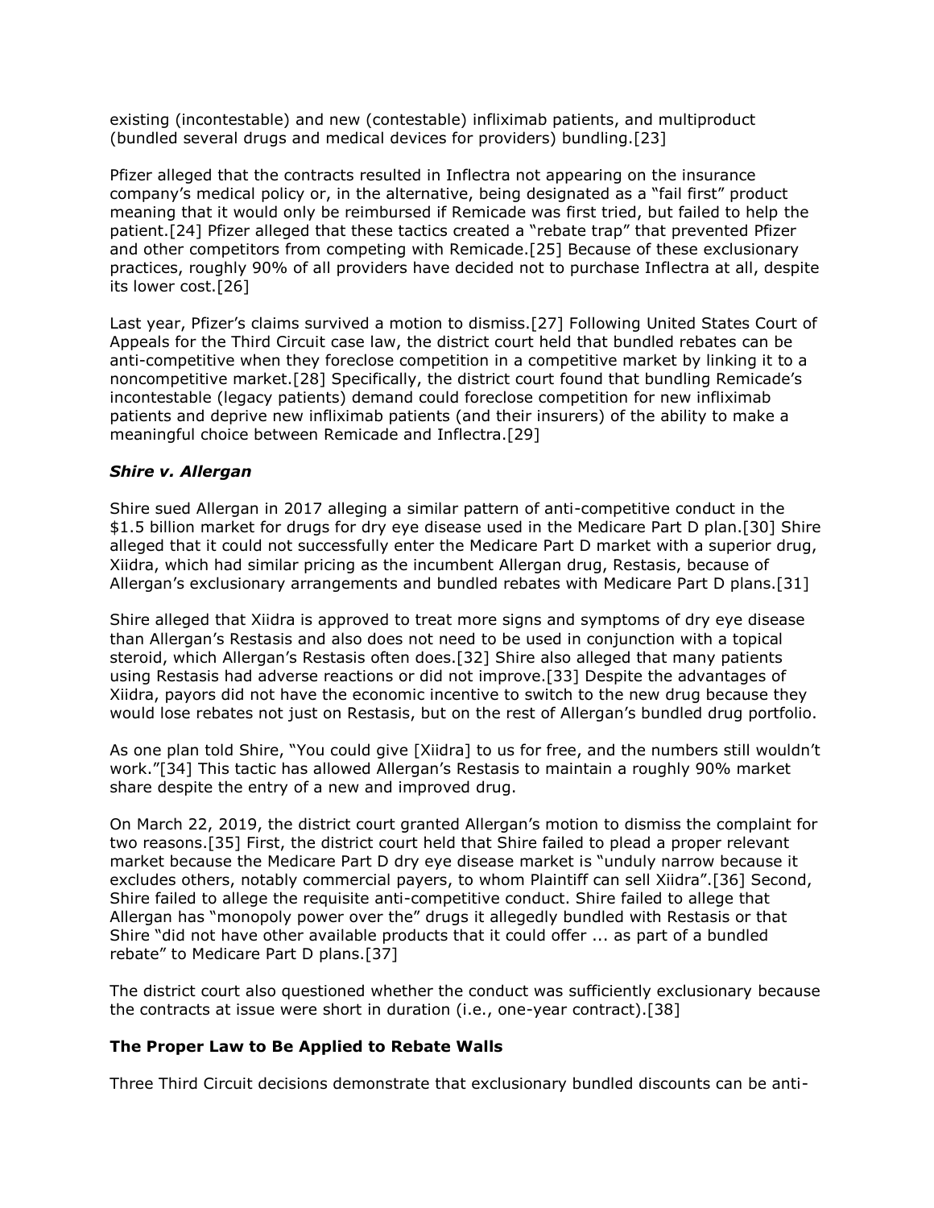existing (incontestable) and new (contestable) infliximab patients, and multiproduct (bundled several drugs and medical devices for providers) bundling.[23]

Pfizer alleged that the contracts resulted in Inflectra not appearing on the insurance company's medical policy or, in the alternative, being designated as a "fail first" product meaning that it would only be reimbursed if Remicade was first tried, but failed to help the patient.[24] Pfizer alleged that these tactics created a "rebate trap" that prevented Pfizer and other competitors from competing with Remicade.[25] Because of these exclusionary practices, roughly 90% of all providers have decided not to purchase Inflectra at all, despite its lower cost.[26]

Last year, Pfizer's claims survived a motion to dismiss.[27] Following United States Court of Appeals for the Third Circuit case law, the district court held that bundled rebates can be anti-competitive when they foreclose competition in a competitive market by linking it to a noncompetitive market.[28] Specifically, the district court found that bundling Remicade's incontestable (legacy patients) demand could foreclose competition for new infliximab patients and deprive new infliximab patients (and their insurers) of the ability to make a meaningful choice between Remicade and Inflectra.[29]

### *Shire v. Allergan*

Shire sued Allergan in 2017 alleging a similar pattern of anti-competitive conduct in the $1.5 billion market for drugs for dry eye disease used in the Medicare Part D plan.[30] Shire alleged that it could not successfully enter the Medicare Part D market with a superior drug, Xiidra, which had similar pricing as the incumbent Allergan drug, Restasis, because of Allergan's exclusionary arrangements and bundled rebates with Medicare Part D plans.[31]

Shire alleged that Xiidra is approved to treat more signs and symptoms of dry eye disease than Allergan's Restasis and also does not need to be used in conjunction with a topical steroid, which Allergan's Restasis often does.[32] Shire also alleged that many patients using Restasis had adverse reactions or did not improve.[33] Despite the advantages of Xiidra, payors did not have the economic incentive to switch to the new drug because they would lose rebates not just on Restasis, but on the rest of Allergan's bundled drug portfolio.

As one plan told Shire, "You could give [Xiidra] to us for free, and the numbers still wouldn't work."[34] This tactic has allowed Allergan's Restasis to maintain a roughly 90% market share despite the entry of a new and improved drug.

On March 22, 2019, the district court granted Allergan's motion to dismiss the complaint for two reasons.[35] First, the district court held that Shire failed to plead a proper relevant market because the Medicare Part D dry eye disease market is "unduly narrow because it excludes others, notably commercial payers, to whom Plaintiff can sell Xiidra".[36] Second, Shire failed to allege the requisite anti-competitive conduct. Shire failed to allege that Allergan has "monopoly power over the" drugs it allegedly bundled with Restasis or that Shire "did not have other available products that it could offer ... as part of a bundled rebate" to Medicare Part D plans.[37]

The district court also questioned whether the conduct was sufficiently exclusionary because the contracts at issue were short in duration (i.e., one-year contract).[38]

## The Proper Law to Be Applied to Rebate Walls

Three Third Circuit decisions demonstrate that exclusionary bundled discounts can be anti-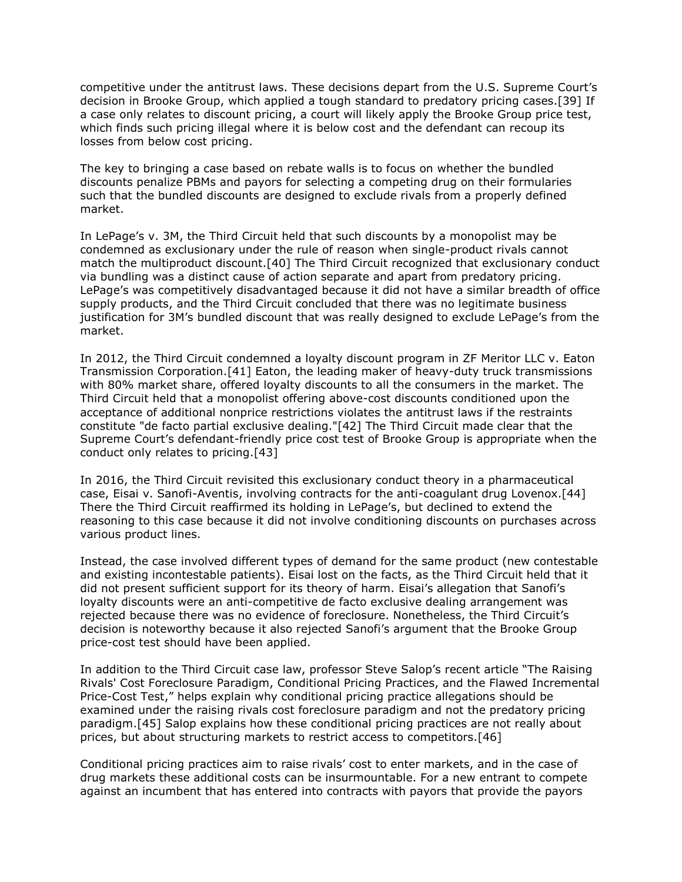competitive under the antitrust laws. These decisions depart from the U.S. Supreme Court's decision in Brooke Group, which applied a tough standard to predatory pricing cases.[39] If a case only relates to discount pricing, a court will likely apply the Brooke Group price test, which finds such pricing illegal where it is below cost and the defendant can recoup its losses from below cost pricing.

The key to bringing a case based on rebate walls is to focus on whether the bundled discounts penalize PBMs and payors for selecting a competing drug on their formularies such that the bundled discounts are designed to exclude rivals from a properly defined market.

In LePage's v. 3M, the Third Circuit held that such discounts by a monopolist may be condemned as exclusionary under the rule of reason when single-product rivals cannot match the multiproduct discount.[40] The Third Circuit recognized that exclusionary conduct via bundling was a distinct cause of action separate and apart from predatory pricing. LePage's was competitively disadvantaged because it did not have a similar breadth of office supply products, and the Third Circuit concluded that there was no legitimate business justification for 3M's bundled discount that was really designed to exclude LePage's from the market.

In 2012, the Third Circuit condemned a loyalty discount program in ZF Meritor LLC v. Eaton Transmission Corporation.[41] Eaton, the leading maker of heavy-duty truck transmissions with 80% market share, offered loyalty discounts to all the consumers in the market. The Third Circuit held that a monopolist offering above-cost discounts conditioned upon the acceptance of additional nonprice restrictions violates the antitrust laws if the restraints constitute "de facto partial exclusive dealing."[42] The Third Circuit made clear that the Supreme Court's defendant-friendly price cost test of Brooke Group is appropriate when the conduct only relates to pricing.[43]

In 2016, the Third Circuit revisited this exclusionary conduct theory in a pharmaceutical case, Eisai v. Sanofi-Aventis, involving contracts for the anti-coagulant drug Lovenox.[44] There the Third Circuit reaffirmed its holding in LePage's, but declined to extend the reasoning to this case because it did not involve conditioning discounts on purchases across various product lines.

Instead, the case involved different types of demand for the same product (new contestable and existing incontestable patients). Eisai lost on the facts, as the Third Circuit held that it did not present sufficient support for its theory of harm. Eisai's allegation that Sanofi's loyalty discounts were an anti-competitive de facto exclusive dealing arrangement was rejected because there was no evidence of foreclosure. Nonetheless, the Third Circuit's decision is noteworthy because it also rejected Sanofi's argument that the Brooke Group price-cost test should have been applied.

In addition to the Third Circuit case law, professor Steve Salop's recent article "The Raising Rivals' Cost Foreclosure Paradigm, Conditional Pricing Practices, and the Flawed Incremental Price-Cost Test," helps explain why conditional pricing practice allegations should be examined under the raising rivals cost foreclosure paradigm and not the predatory pricing paradigm.[45] Salop explains how these conditional pricing practices are not really about prices, but about structuring markets to restrict access to competitors.[46]

Conditional pricing practices aim to raise rivals' cost to enter markets, and in the case of drug markets these additional costs can be insurmountable. For a new entrant to compete against an incumbent that has entered into contracts with payors that provide the payors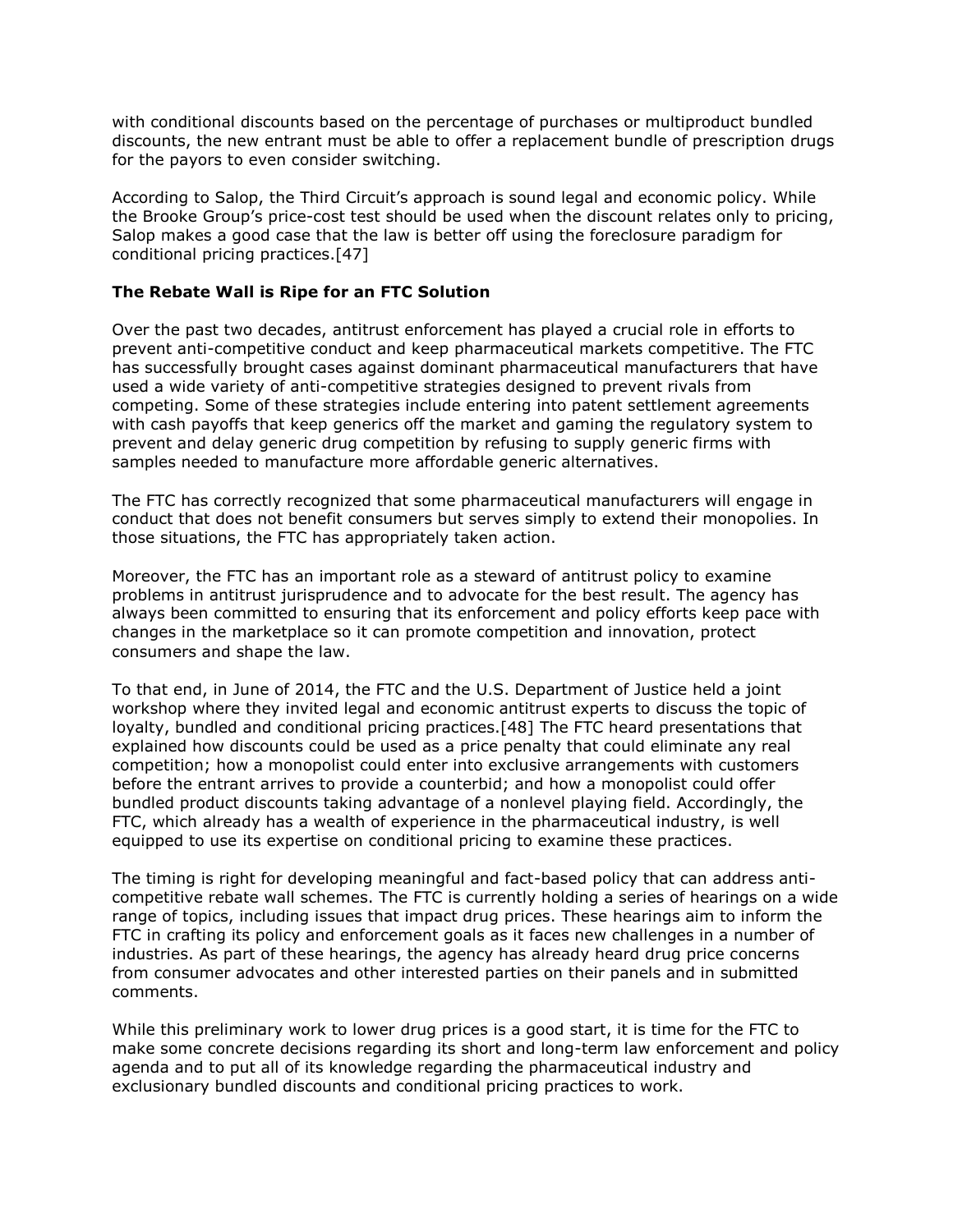with conditional discounts based on the percentage of purchases or multiproduct bundled discounts, the new entrant must be able to offer a replacement bundle of prescription drugs for the payors to even consider switching.

According to Salop, the Third Circuit's approach is sound legal and economic policy. While the Brooke Group's price-cost test should be used when the discount relates only to pricing, Salop makes a good case that the law is better off using the foreclosure paradigm for conditional pricing practices.[47]

**The Rebate Wall is Ripe for an FTC Solution**

Over the past two decades, antitrust enforcement has played a crucial role in efforts to prevent anti-competitive conduct and keep pharmaceutical markets competitive. The FTC has successfully brought cases against dominant pharmaceutical manufacturers that have used a wide variety of anti-competitive strategies designed to prevent rivals from competing. Some of these strategies include entering into patent settlement agreements with cash payoffs that keep generics off the market and gaming the regulatory system to prevent and delay generic drug competition by refusing to supply generic firms with samples needed to manufacture more affordable generic alternatives.

The FTC has correctly recognized that some pharmaceutical manufacturers will engage in conduct that does not benefit consumers but serves simply to extend their monopolies. In those situations, the FTC has appropriately taken action.

Moreover, the FTC has an important role as a steward of antitrust policy to examine problems in antitrust jurisprudence and to advocate for the best result. The agency has always been committed to ensuring that its enforcement and policy efforts keep pace with changes in the marketplace so it can promote competition and innovation, protect consumers and shape the law.

To that end, in June of 2014, the FTC and the U.S. Department of Justice held a joint workshop where they invited legal and economic antitrust experts to discuss the topic of loyalty, bundled and conditional pricing practices.[48] The FTC heard presentations that explained how discounts could be used as a price penalty that could eliminate any real competition; how a monopolist could enter into exclusive arrangements with customers before the entrant arrives to provide a counterbid; and how a monopolist could offer bundled product discounts taking advantage of a nonlevel playing field. Accordingly, the FTC, which already has a wealth of experience in the pharmaceutical industry, is well equipped to use its expertise on conditional pricing to examine these practices.

The timing is right for developing meaningful and fact-based policy that can address anti-competitive rebate wall schemes. The FTC is currently holding a series of hearings on a wide range of topics, including issues that impact drug prices. These hearings aim to inform the FTC in crafting its policy and enforcement goals as it faces new challenges in a number of industries. As part of these hearings, the agency has already heard drug price concerns from consumer advocates and other interested parties on their panels and in submitted comments.

While this preliminary work to lower drug prices is a good start, it is time for the FTC to make some concrete decisions regarding its short and long-term law enforcement and policy agenda and to put all of its knowledge regarding the pharmaceutical industry and exclusionary bundled discounts and conditional pricing practices to work.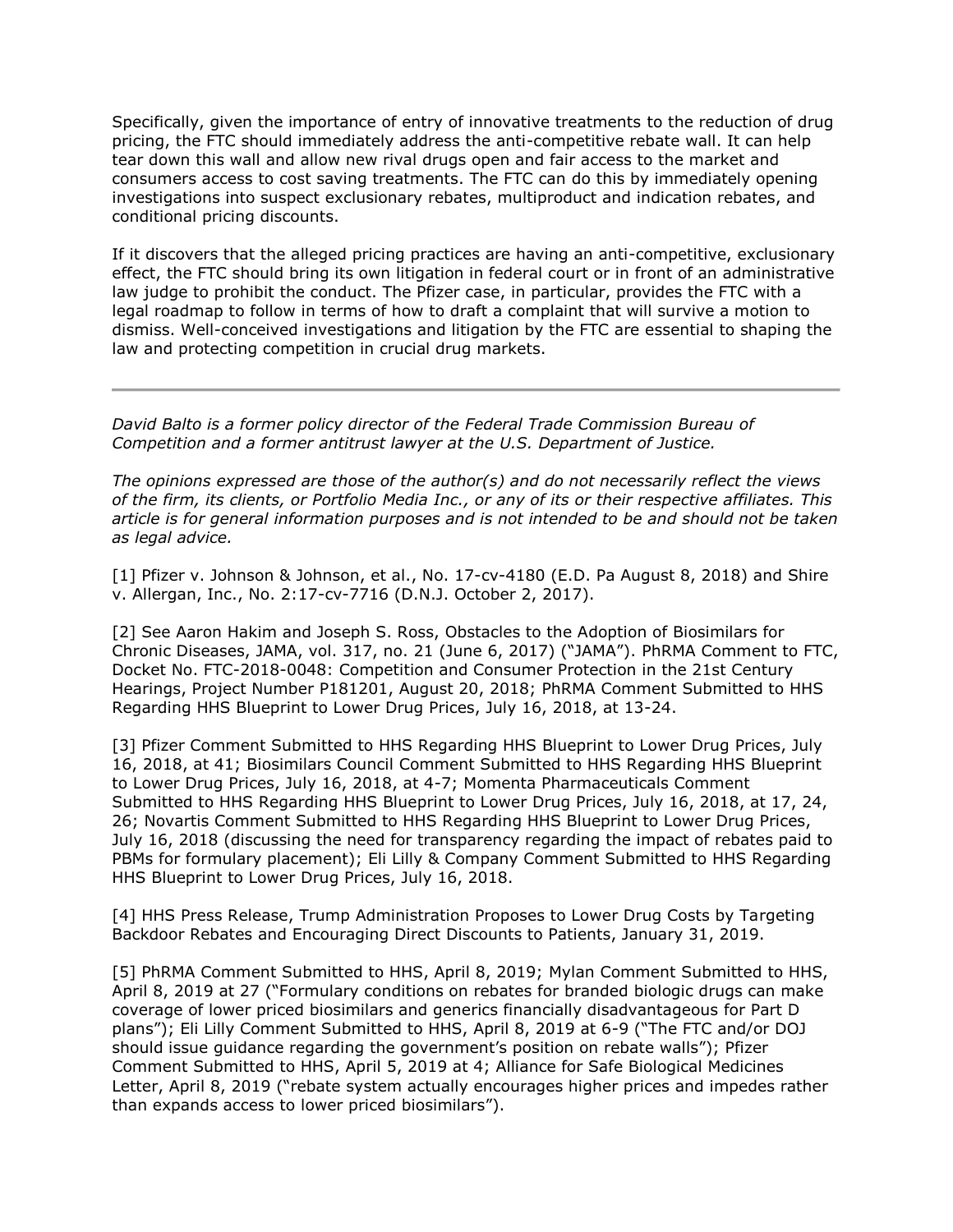Specifically, given the importance of entry of innovative treatments to the reduction of drug pricing, the FTC should immediately address the anti-competitive rebate wall. It can help tear down this wall and allow new rival drugs open and fair access to the market and consumers access to cost saving treatments. The FTC can do this by immediately opening investigations into suspect exclusionary rebates, multiproduct and indication rebates, and conditional pricing discounts.

If it discovers that the alleged pricing practices are having an anti-competitive, exclusionary effect, the FTC should bring its own litigation in federal court or in front of an administrative law judge to prohibit the conduct. The Pfizer case, in particular, provides the FTC with a legal roadmap to follow in terms of how to draft a complaint that will survive a motion to dismiss. Well-conceived investigations and litigation by the FTC are essential to shaping the law and protecting competition in crucial drug markets.

---

*David Balto is a former policy director of the Federal Trade Commission Bureau of Competition and a former antitrust lawyer at the U.S. Department of Justice.*

*The opinions expressed are those of the author(s) and do not necessarily reflect the views of the firm, its clients, or Portfolio Media Inc., or any of its or their respective affiliates. This article is for general information purposes and is not intended to be and should not be taken as legal advice.*

[1] Pfizer v. Johnson & Johnson, et al., No. 17-cv-4180 (E.D. Pa August 8, 2018) and Shire v. Allergan, Inc., No. 2:17-cv-7716 (D.N.J. October 2, 2017).

[2] See Aaron Hakim and Joseph S. Ross, Obstacles to the Adoption of Biosimilars for Chronic Diseases, JAMA, vol. 317, no. 21 (June 6, 2017) ("JAMA"). PhRMA Comment to FTC, Docket No. FTC-2018-0048: Competition and Consumer Protection in the 21st Century Hearings, Project Number P181201, August 20, 2018; PhRMA Comment Submitted to HHS Regarding HHS Blueprint to Lower Drug Prices, July 16, 2018, at 13-24.

[3] Pfizer Comment Submitted to HHS Regarding HHS Blueprint to Lower Drug Prices, July 16, 2018, at 41; Biosimilars Council Comment Submitted to HHS Regarding HHS Blueprint to Lower Drug Prices, July 16, 2018, at 4-7; Momenta Pharmaceuticals Comment Submitted to HHS Regarding HHS Blueprint to Lower Drug Prices, July 16, 2018, at 17, 24, 26; Novartis Comment Submitted to HHS Regarding HHS Blueprint to Lower Drug Prices, July 16, 2018 (discussing the need for transparency regarding the impact of rebates paid to PBMs for formulary placement); Eli Lilly & Company Comment Submitted to HHS Regarding HHS Blueprint to Lower Drug Prices, July 16, 2018.

[4] HHS Press Release, Trump Administration Proposes to Lower Drug Costs by Targeting Backdoor Rebates and Encouraging Direct Discounts to Patients, January 31, 2019.

[5] PhRMA Comment Submitted to HHS, April 8, 2019; Mylan Comment Submitted to HHS, April 8, 2019 at 27 ("Formulary conditions on rebates for branded biologic drugs can make coverage of lower priced biosimilars and generics financially disadvantageous for Part D plans"); Eli Lilly Comment Submitted to HHS, April 8, 2019 at 6-9 ("The FTC and/or DOJ should issue guidance regarding the government's position on rebate walls"); Pfizer Comment Submitted to HHS, April 5, 2019 at 4; Alliance for Safe Biological Medicines Letter, April 8, 2019 ("rebate system actually encourages higher prices and impedes rather than expands access to lower priced biosimilars").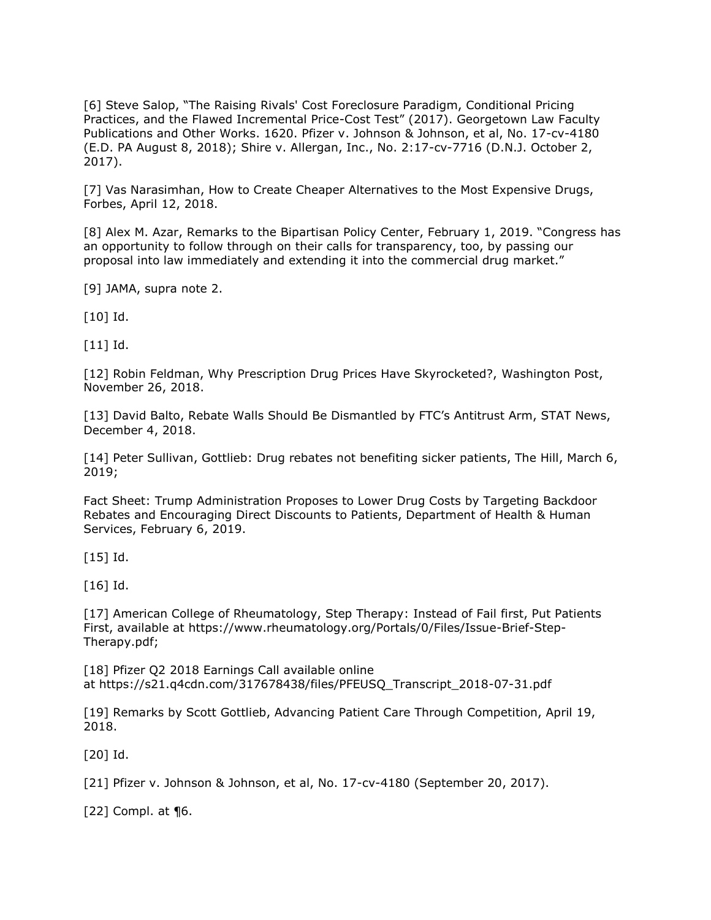[6] Steve Salop, “The Raising Rivals' Cost Foreclosure Paradigm, Conditional Pricing Practices, and the Flawed Incremental Price-Cost Test” (2017). Georgetown Law Faculty Publications and Other Works. 1620. Pfizer v. Johnson & Johnson, et al, No. 17-cv-4180 (E.D. PA August 8, 2018); Shire v. Allergan, Inc., No. 2:17-cv-7716 (D.N.J. October 2, 2017).

[7] Vas Narasimhan, How to Create Cheaper Alternatives to the Most Expensive Drugs, Forbes, April 12, 2018.

[8] Alex M. Azar, Remarks to the Bipartisan Policy Center, February 1, 2019. “Congress has an opportunity to follow through on their calls for transparency, too, by passing our proposal into law immediately and extending it into the commercial drug market.”

[9] JAMA, supra note 2.

[10] Id.

[11] Id.

[12] Robin Feldman, Why Prescription Drug Prices Have Skyrocketed?, Washington Post, November 26, 2018.

[13] David Balto, Rebate Walls Should Be Dismantled by FTC’s Antitrust Arm, STAT News, December 4, 2018.

[14] Peter Sullivan, Gottlieb: Drug rebates not benefiting sicker patients, The Hill, March 6, 2019;

Fact Sheet: Trump Administration Proposes to Lower Drug Costs by Targeting Backdoor Rebates and Encouraging Direct Discounts to Patients, Department of Health & Human Services, February 6, 2019.

[15] Id.

[16] Id.

[17] American College of Rheumatology, Step Therapy: Instead of Fail first, Put Patients First, available at https://www.rheumatology.org/Portals/0/Files/Issue-Brief-Step-Therapy.pdf;

[18] Pfizer Q2 2018 Earnings Call available online at https://s21.q4cdn.com/317678438/files/PFEUSQ_Transcript_2018-07-31.pdf

[19] Remarks by Scott Gottlieb, Advancing Patient Care Through Competition, April 19, 2018.

[20] Id.

[21] Pfizer v. Johnson & Johnson, et al, No. 17-cv-4180 (September 20, 2017).

[22] Compl. at ¶6.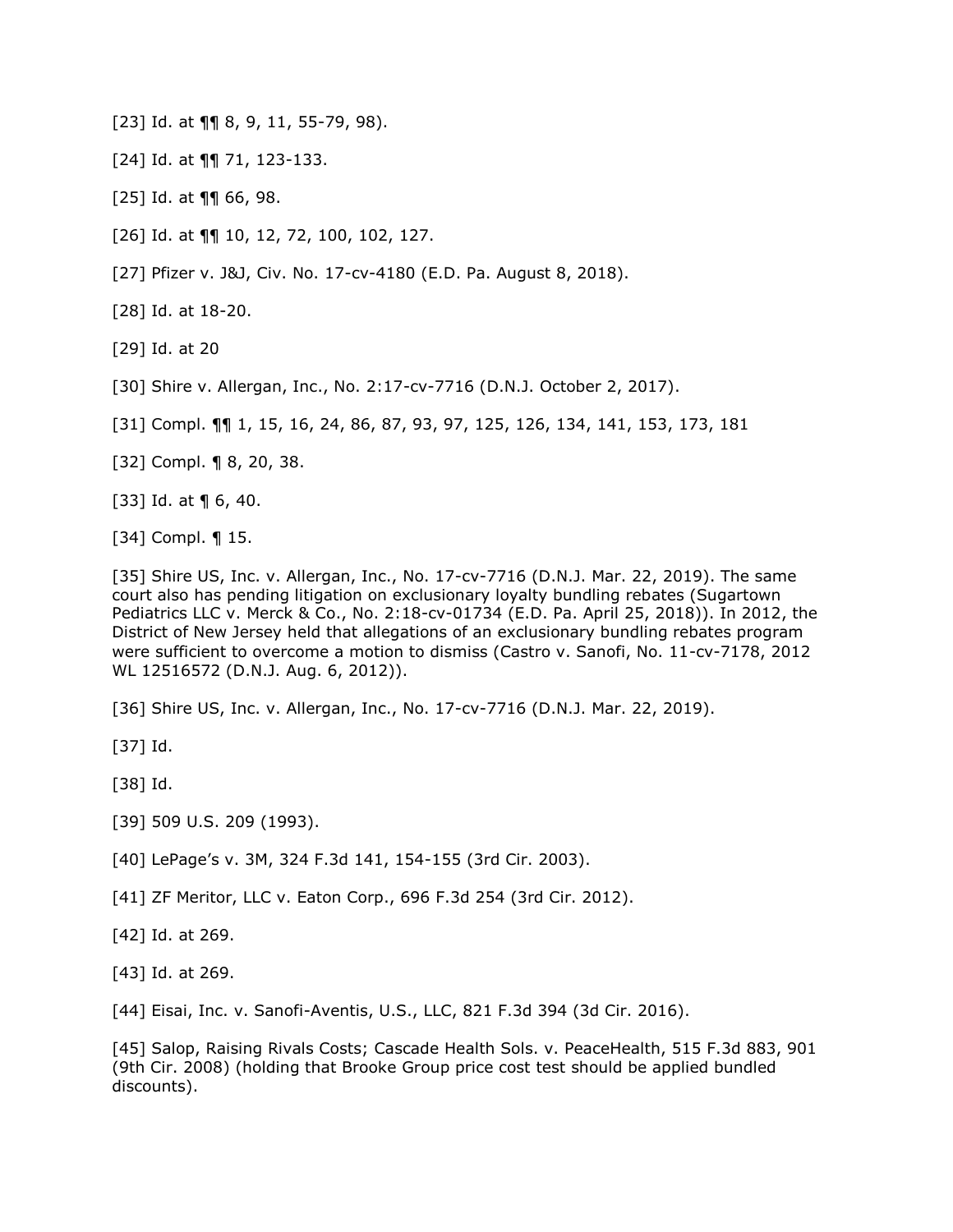[23] Id. at ¶¶ 8, 9, 11, 55-79, 98).

[24] Id. at ¶¶ 71, 123-133.

[25] Id. at ¶¶ 66, 98.

[26] Id. at ¶¶ 10, 12, 72, 100, 102, 127.

[27] Pfizer v. J&J, Civ. No. 17-cv-4180 (E.D. Pa. August 8, 2018).

[28] Id. at 18-20.

[29] Id. at 20

[30] Shire v. Allergan, Inc., No. 2:17-cv-7716 (D.N.J. October 2, 2017).

[31] Compl. ¶¶ 1, 15, 16, 24, 86, 87, 93, 97, 125, 126, 134, 141, 153, 173, 181

[32] Compl. ¶ 8, 20, 38.

[33] Id. at ¶ 6, 40.

[34] Compl. ¶ 15.

[35] Shire US, Inc. v. Allergan, Inc., No. 17-cv-7716 (D.N.J. Mar. 22, 2019). The same court also has pending litigation on exclusionary loyalty bundling rebates (Sugartown Pediatrics LLC v. Merck & Co., No. 2:18-cv-01734 (E.D. Pa. April 25, 2018)). In 2012, the District of New Jersey held that allegations of an exclusionary bundling rebates program were sufficient to overcome a motion to dismiss (Castro v. Sanofi, No. 11-cv-7178, 2012 WL 12516572 (D.N.J. Aug. 6, 2012)).

[36] Shire US, Inc. v. Allergan, Inc., No. 17-cv-7716 (D.N.J. Mar. 22, 2019).

[37] Id.

[38] Id.

[39] 509 U.S. 209 (1993).

[40] LePage's v. 3M, 324 F.3d 141, 154-155 (3rd Cir. 2003).

[41] ZF Meritor, LLC v. Eaton Corp., 696 F.3d 254 (3rd Cir. 2012).

[42] Id. at 269.

[43] Id. at 269.

[44] Eisai, Inc. v. Sanofi-Aventis, U.S., LLC, 821 F.3d 394 (3d Cir. 2016).

[45] Salop, Raising Rivals Costs; Cascade Health Sols. v. PeaceHealth, 515 F.3d 883, 901 (9th Cir. 2008) (holding that Brooke Group price cost test should be applied bundled discounts).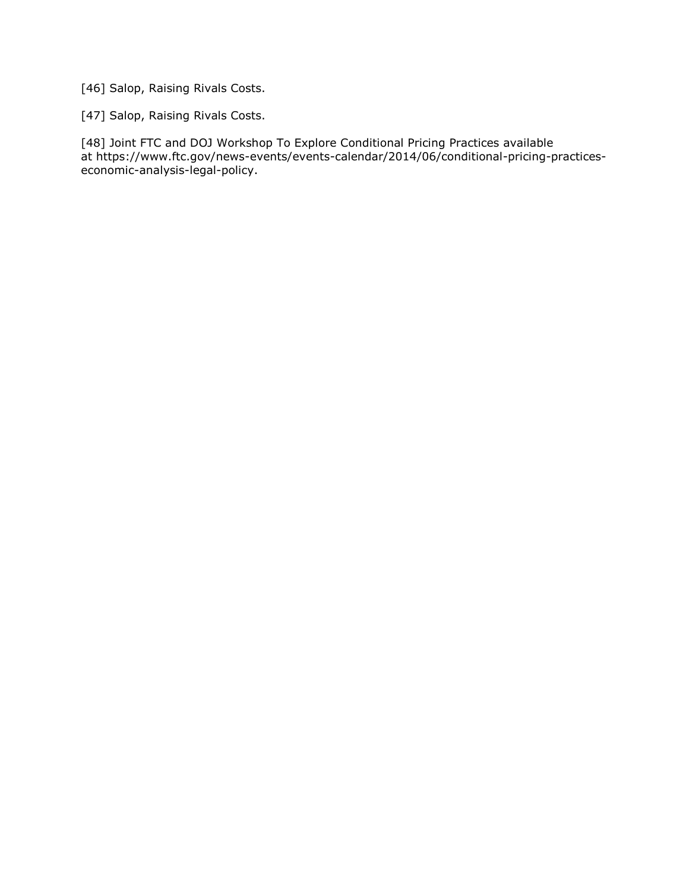[46] Salop, Raising Rivals Costs.

[47] Salop, Raising Rivals Costs.

[48] Joint FTC and DOJ Workshop To Explore Conditional Pricing Practices available at https://www.ftc.gov/news-events/events-calendar/2014/06/conditional-pricing-practices-economic-analysis-legal-policy.